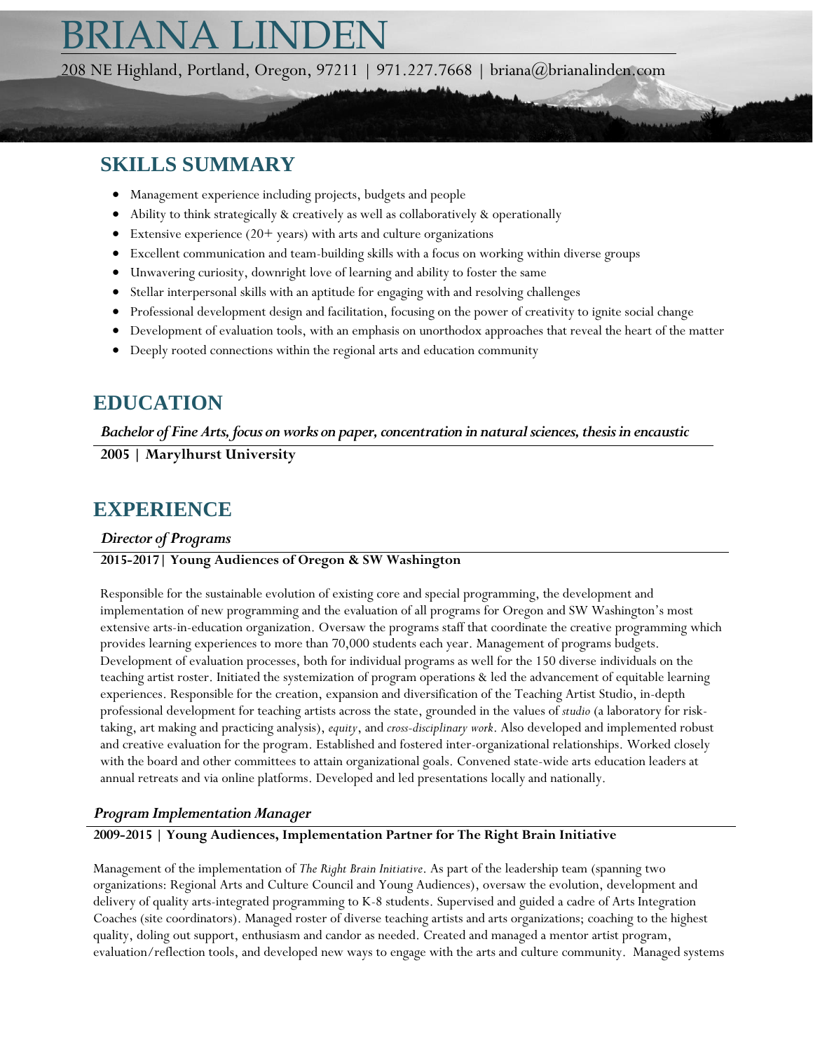# BRIANA LINDEN

208 NE Highland, Portland, Oregon, 97211 | 971.227.7668 | briana@brianalinden.com

## SKILLS SUMMARY

- Management experience including projects, budgets and people
- Ability to think strategically & creatively as well as collaboratively & operationally
- Extensive experience (20+ years) with arts and culture organizations
- Excellent communication and team-building skills with a focus on working within diverse groups
- Unwavering curiosity, downright love of learning and ability to foster the same
- Stellar interpersonal skills with an aptitude for engaging with and resolving challenges
- Professional development design and facilitation, focusing on the power of creativity to ignite social change
- Development of evaluation tools, with an emphasis on unorthodox approaches that reveal the heart of the matter
- Deeply rooted connections within the regional arts and education community

## EDUCATION

***Bachelor of Fine Arts, focus on works on paper, concentration in natural sciences, thesis in encaustic***

**2005 | Marylhurst University**

## EXPERIENCE

***Director of Programs***

**2015-2017| Young Audiences of Oregon & SW Washington**

Responsible for the sustainable evolution of existing core and special programming, the development and implementation of new programming and the evaluation of all programs for Oregon and SW Washington's most extensive arts-in-education organization. Oversaw the programs staff that coordinate the creative programming which provides learning experiences to more than 70,000 students each year. Management of programs budgets. Development of evaluation processes, both for individual programs as well for the 150 diverse individuals on the teaching artist roster. Initiated the systemization of program operations & led the advancement of equitable learning experiences. Responsible for the creation, expansion and diversification of the Teaching Artist Studio, in-depth professional development for teaching artists across the state, grounded in the values of *studio* (a laboratory for risk-taking, art making and practicing analysis), *equity*, and *cross-disciplinary work*. Also developed and implemented robust and creative evaluation for the program. Established and fostered inter-organizational relationships. Worked closely with the board and other committees to attain organizational goals. Convened state-wide arts education leaders at annual retreats and via online platforms. Developed and led presentations locally and nationally.

***Program Implementation Manager***

**2009-2015 | Young Audiences, Implementation Partner for The Right Brain Initiative**

Management of the implementation of *The Right Brain Initiative*. As part of the leadership team (spanning two organizations: Regional Arts and Culture Council and Young Audiences), oversaw the evolution, development and delivery of quality arts-integrated programming to K-8 students. Supervised and guided a cadre of Arts Integration Coaches (site coordinators). Managed roster of diverse teaching artists and arts organizations; coaching to the highest quality, doling out support, enthusiasm and candor as needed. Created and managed a mentor artist program, evaluation/reflection tools, and developed new ways to engage with the arts and culture community. Managed systems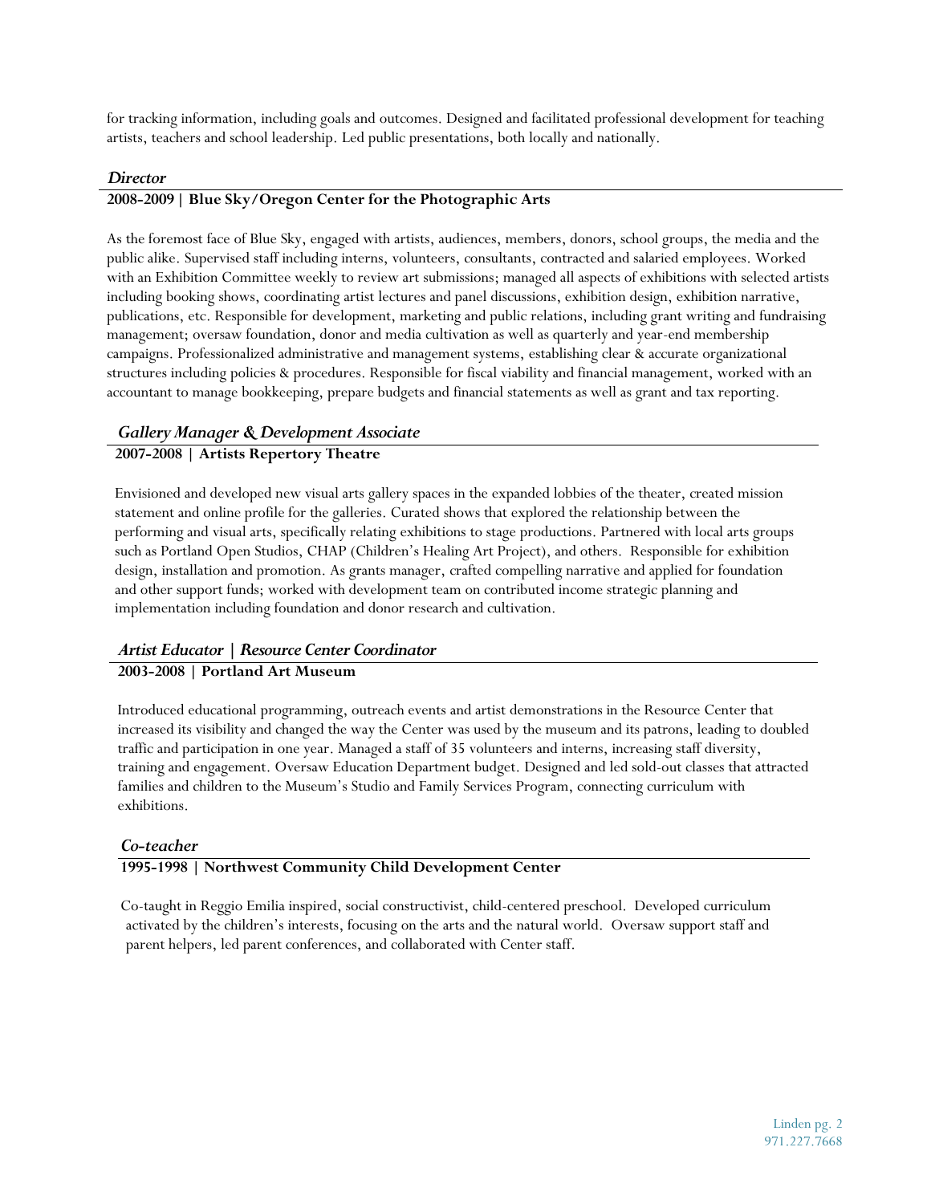for tracking information, including goals and outcomes. Designed and facilitated professional development for teaching artists, teachers and school leadership. Led public presentations, both locally and nationally.

### *Director*

**2008-2009 | Blue Sky/Oregon Center for the Photographic Arts**

As the foremost face of Blue Sky, engaged with artists, audiences, members, donors, school groups, the media and the public alike. Supervised staff including interns, volunteers, consultants, contracted and salaried employees. Worked with an Exhibition Committee weekly to review art submissions; managed all aspects of exhibitions with selected artists including booking shows, coordinating artist lectures and panel discussions, exhibition design, exhibition narrative, publications, etc. Responsible for development, marketing and public relations, including grant writing and fundraising management; oversaw foundation, donor and media cultivation as well as quarterly and year-end membership campaigns. Professionalized administrative and management systems, establishing clear & accurate organizational structures including policies & procedures. Responsible for fiscal viability and financial management, worked with an accountant to manage bookkeeping, prepare budgets and financial statements as well as grant and tax reporting.

### *Gallery Manager & Development Associate*

**2007-2008 | Artists Repertory Theatre**

Envisioned and developed new visual arts gallery spaces in the expanded lobbies of the theater, created mission statement and online profile for the galleries. Curated shows that explored the relationship between the performing and visual arts, specifically relating exhibitions to stage productions. Partnered with local arts groups such as Portland Open Studios, CHAP (Children's Healing Art Project), and others. Responsible for exhibition design, installation and promotion. As grants manager, crafted compelling narrative and applied for foundation and other support funds; worked with development team on contributed income strategic planning and implementation including foundation and donor research and cultivation.

### *Artist Educator | Resource Center Coordinator*

**2003-2008 | Portland Art Museum**

Introduced educational programming, outreach events and artist demonstrations in the Resource Center that increased its visibility and changed the way the Center was used by the museum and its patrons, leading to doubled traffic and participation in one year. Managed a staff of 35 volunteers and interns, increasing staff diversity, training and engagement. Oversaw Education Department budget. Designed and led sold-out classes that attracted families and children to the Museum's Studio and Family Services Program, connecting curriculum with exhibitions.

### *Co-teacher*

**1995-1998 | Northwest Community Child Development Center**

Co-taught in Reggio Emilia inspired, social constructivist, child-centered preschool. Developed curriculum activated by the children's interests, focusing on the arts and the natural world. Oversaw support staff and parent helpers, led parent conferences, and collaborated with Center staff.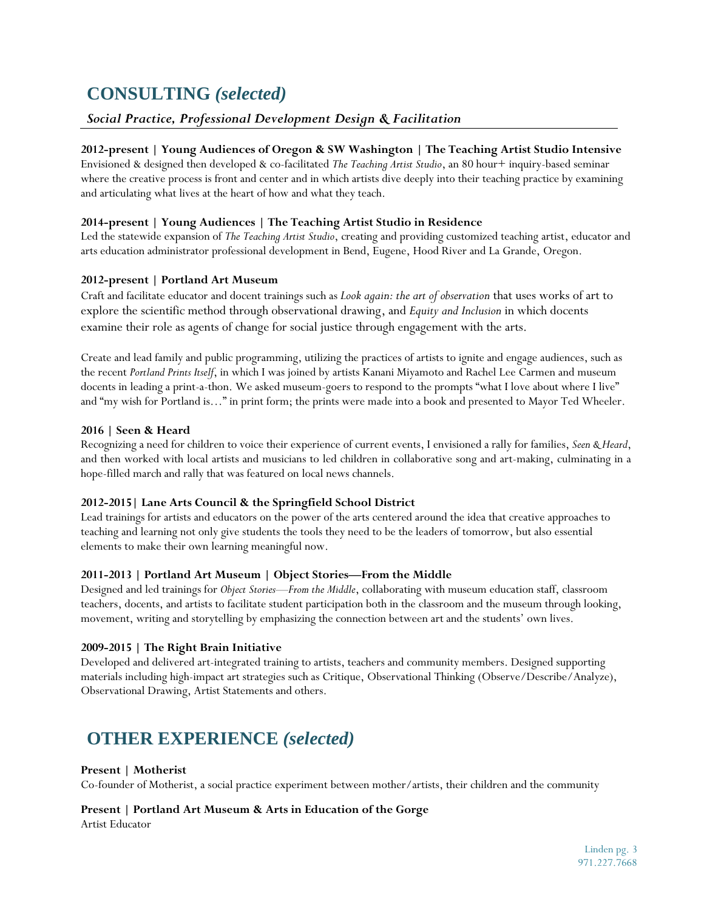# CONSULTING *(selected)*

***Social Practice, Professional Development Design & Facilitation***

**2012-present | Young Audiences of Oregon & SW Washington | The Teaching Artist Studio Intensive**
Envisioned & designed then developed & co-facilitated *The Teaching Artist Studio*, an 80 hour+ inquiry-based seminar where the creative process is front and center and in which artists dive deeply into their teaching practice by examining and articulating what lives at the heart of how and what they teach.

**2014-present | Young Audiences | The Teaching Artist Studio in Residence**
Led the statewide expansion of *The Teaching Artist Studio*, creating and providing customized teaching artist, educator and arts education administrator professional development in Bend, Eugene, Hood River and La Grande, Oregon.

**2012-present | Portland Art Museum**
Craft and facilitate educator and docent trainings such as *Look again: the art of observation* that uses works of art to explore the scientific method through observational drawing, and *Equity and Inclusion* in which docents examine their role as agents of change for social justice through engagement with the arts.

Create and lead family and public programming, utilizing the practices of artists to ignite and engage audiences, such as the recent *Portland Prints Itself*, in which I was joined by artists Kanani Miyamoto and Rachel Lee Carmen and museum docents in leading a print-a-thon. We asked museum-goers to respond to the prompts "what I love about where I live" and "my wish for Portland is…" in print form; the prints were made into a book and presented to Mayor Ted Wheeler.

**2016 | Seen & Heard**
Recognizing a need for children to voice their experience of current events, I envisioned a rally for families, *Seen & Heard*, and then worked with local artists and musicians to led children in collaborative song and art-making, culminating in a hope-filled march and rally that was featured on local news channels.

**2012-2015| Lane Arts Council & the Springfield School District**
Lead trainings for artists and educators on the power of the arts centered around the idea that creative approaches to teaching and learning not only give students the tools they need to be the leaders of tomorrow, but also essential elements to make their own learning meaningful now.

**2011-2013 | Portland Art Museum | Object Stories—From the Middle**
Designed and led trainings for *Object Stories—From the Middle*, collaborating with museum education staff, classroom teachers, docents, and artists to facilitate student participation both in the classroom and the museum through looking, movement, writing and storytelling by emphasizing the connection between art and the students' own lives.

**2009-2015 | The Right Brain Initiative**
Developed and delivered art-integrated training to artists, teachers and community members. Designed supporting materials including high-impact art strategies such as Critique, Observational Thinking (Observe/Describe/Analyze), Observational Drawing, Artist Statements and others.

# OTHER EXPERIENCE *(selected)*

**Present | Motherist**
Co-founder of Motherist, a social practice experiment between mother/artists, their children and the community

**Present | Portland Art Museum & Arts in Education of the Gorge**
Artist Educator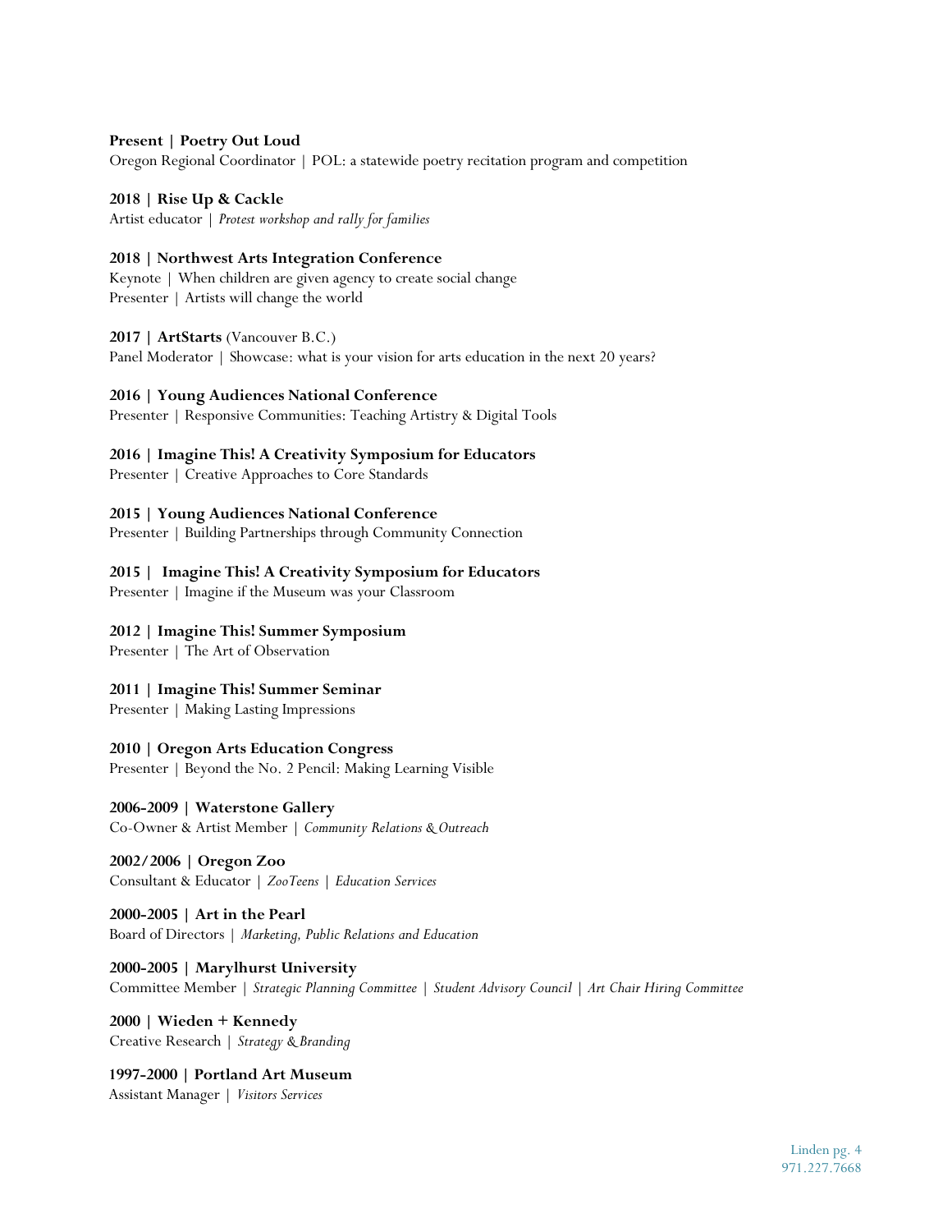**Present | Poetry Out Loud**
Oregon Regional Coordinator | POL: a statewide poetry recitation program and competition

**2018 | Rise Up & Cackle**
Artist educator | *Protest workshop and rally for families*

**2018 | Northwest Arts Integration Conference**
Keynote | When children are given agency to create social change
Presenter | Artists will change the world

**2017 | ArtStarts** (Vancouver B.C.)
Panel Moderator | Showcase: what is your vision for arts education in the next 20 years?

**2016 | Young Audiences National Conference**
Presenter | Responsive Communities: Teaching Artistry & Digital Tools

**2016 | Imagine This! A Creativity Symposium for Educators**
Presenter | Creative Approaches to Core Standards

**2015 | Young Audiences National Conference**
Presenter | Building Partnerships through Community Connection

**2015 | Imagine This! A Creativity Symposium for Educators**
Presenter | Imagine if the Museum was your Classroom

**2012 | Imagine This! Summer Symposium**
Presenter | The Art of Observation

**2011 | Imagine This! Summer Seminar**
Presenter | Making Lasting Impressions

**2010 | Oregon Arts Education Congress**
Presenter | Beyond the No. 2 Pencil: Making Learning Visible

**2006-2009 | Waterstone Gallery**
Co-Owner & Artist Member | *Community Relations & Outreach*

**2002/2006 | Oregon Zoo**
Consultant & Educator | *ZooTeens* | *Education Services*

**2000-2005 | Art in the Pearl**
Board of Directors | *Marketing, Public Relations and Education*

**2000-2005 | Marylhurst University**
Committee Member | *Strategic Planning Committee* | *Student Advisory Council* | *Art Chair Hiring Committee*

**2000 | Wieden + Kennedy**
Creative Research | *Strategy & Branding*

**1997-2000 | Portland Art Museum**
Assistant Manager | *Visitors Services*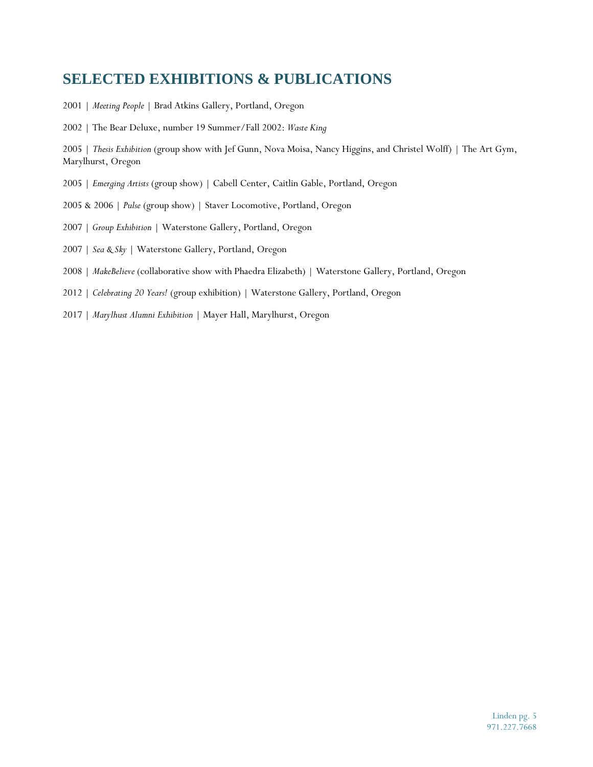## SELECTED EXHIBITIONS & PUBLICATIONS

2001 | *Meeting People* | Brad Atkins Gallery, Portland, Oregon

2002 | The Bear Deluxe, number 19 Summer/Fall 2002: *Waste King*

2005 | *Thesis Exhibition* (group show with Jef Gunn, Nova Moisa, Nancy Higgins, and Christel Wolff) | The Art Gym, Marylhurst, Oregon

2005 | *Emerging Artists* (group show) | Cabell Center, Caitlin Gable, Portland, Oregon

2005 & 2006 | *Pulse* (group show) | Staver Locomotive, Portland, Oregon

2007 | *Group Exhibition* | Waterstone Gallery, Portland, Oregon

2007 | *Sea & Sky* | Waterstone Gallery, Portland, Oregon

2008 | *MakeBelieve* (collaborative show with Phaedra Elizabeth) | Waterstone Gallery, Portland, Oregon

2012 | *Celebrating 20 Years!* (group exhibition) | Waterstone Gallery, Portland, Oregon

2017 | *Marylhust Alumni Exhibition* | Mayer Hall, Marylhurst, Oregon